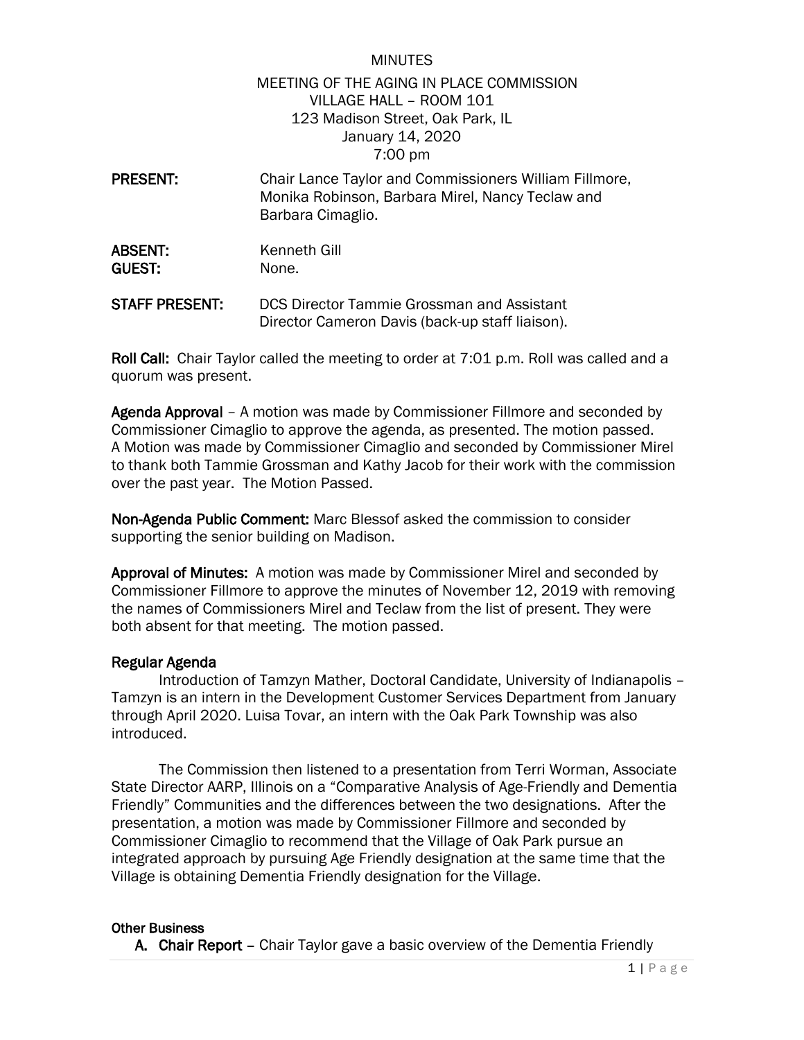MINUTES

MEETING OF THE AGING IN PLACE COMMISSION
VILLAGE HALL – ROOM 101
123 Madison Street, Oak Park, IL
January 14, 2020
7:00 pm

**PRESENT:** Chair Lance Taylor and Commissioners William Fillmore, Monika Robinson, Barbara Mirel, Nancy Teclaw and Barbara Cimaglio.

**ABSENT:** Kenneth Gill
**GUEST:** None.

**STAFF PRESENT:** DCS Director Tammie Grossman and Assistant Director Cameron Davis (back-up staff liaison).

**Roll Call:** Chair Taylor called the meeting to order at 7:01 p.m. Roll was called and a quorum was present.

**Agenda Approval** – A motion was made by Commissioner Fillmore and seconded by Commissioner Cimaglio to approve the agenda, as presented. The motion passed. A Motion was made by Commissioner Cimaglio and seconded by Commissioner Mirel to thank both Tammie Grossman and Kathy Jacob for their work with the commission over the past year. The Motion Passed.

**Non-Agenda Public Comment:** Marc Blessof asked the commission to consider supporting the senior building on Madison.

**Approval of Minutes:** A motion was made by Commissioner Mirel and seconded by Commissioner Fillmore to approve the minutes of November 12, 2019 with removing the names of Commissioners Mirel and Teclaw from the list of present. They were both absent for that meeting. The motion passed.

**Regular Agenda**

Introduction of Tamzyn Mather, Doctoral Candidate, University of Indianapolis – Tamzyn is an intern in the Development Customer Services Department from January through April 2020. Luisa Tovar, an intern with the Oak Park Township was also introduced.

The Commission then listened to a presentation from Terri Worman, Associate State Director AARP, Illinois on a "Comparative Analysis of Age-Friendly and Dementia Friendly" Communities and the differences between the two designations. After the presentation, a motion was made by Commissioner Fillmore and seconded by Commissioner Cimaglio to recommend that the Village of Oak Park pursue an integrated approach by pursuing Age Friendly designation at the same time that the Village is obtaining Dementia Friendly designation for the Village.

**Other Business**

**A. Chair Report** – Chair Taylor gave a basic overview of the Dementia Friendly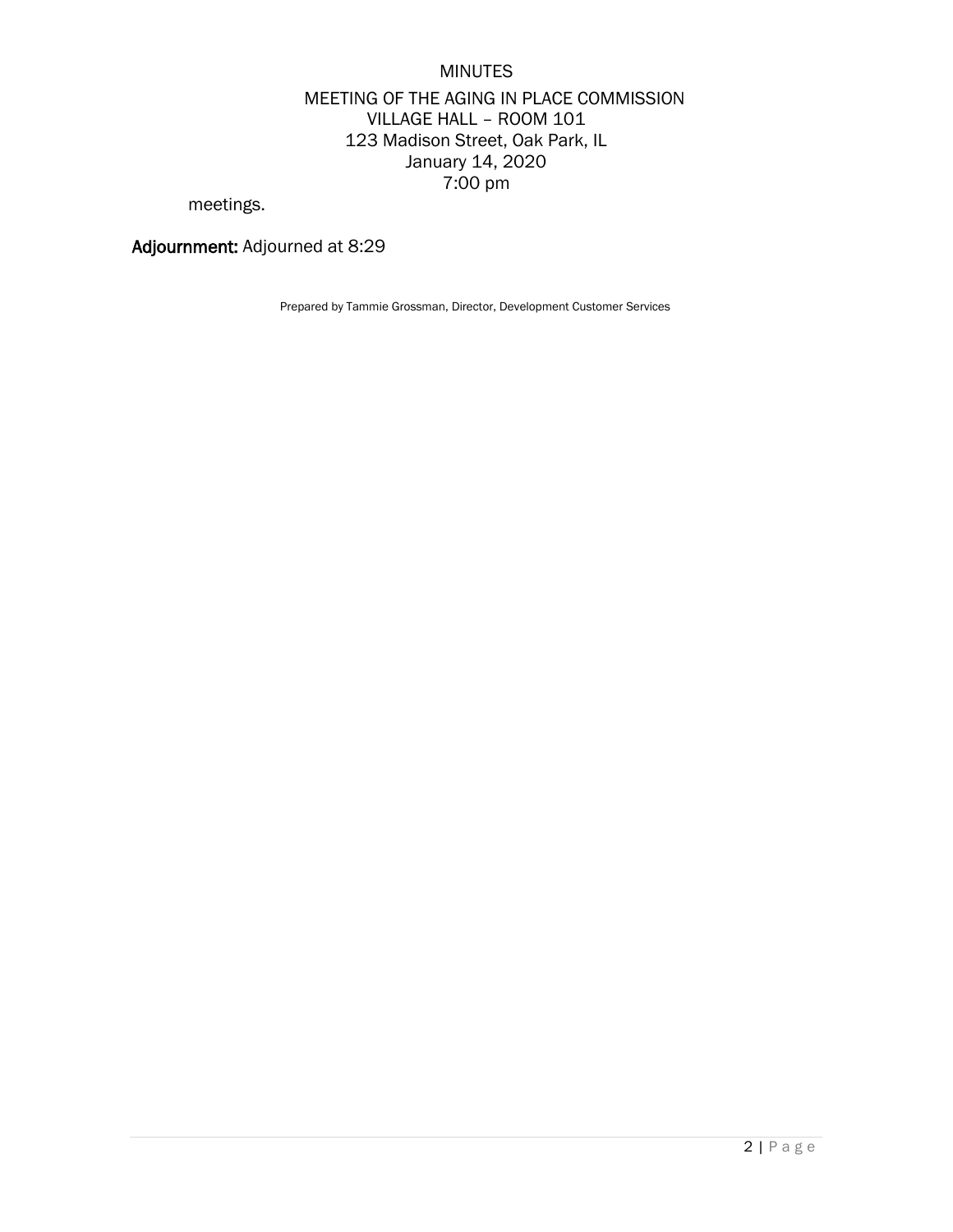meetings.

**Adjournment:** Adjourned at 8:29

Prepared by Tammie Grossman, Director, Development Customer Services